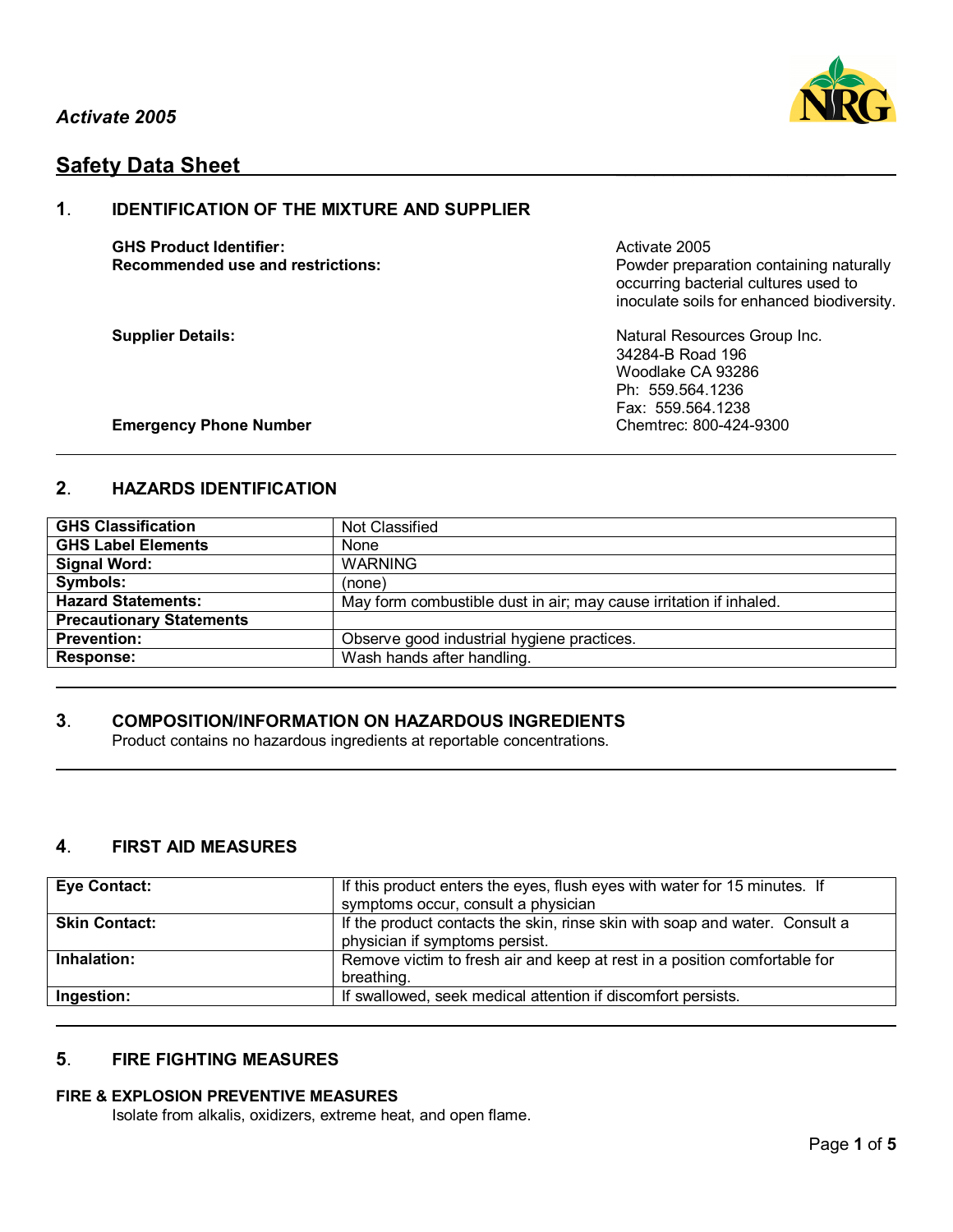*Activate 2005*

# Safety Data Sheet

## 1. IDENTIFICATION OF THE MIXTURE AND SUPPLIER

**GHS Product Identifier:** Activate 2005

**Recommended use and restrictions:** Powder preparation containing naturally occurring bacterial cultures used to inoculate soils for enhanced biodiversity.

**Supplier Details:**
Natural Resources Group Inc.
34284-B Road 196
Woodlake CA 93286
Ph: 559.564.1236
Fax: 559.564.1238

**Emergency Phone Number** Chemtrec: 800-424-9300

## 2. HAZARDS IDENTIFICATION

| | |
|---|---|
| **GHS Classification** | Not Classified |
| **GHS Label Elements** | None |
| **Signal Word:** | WARNING |
| **Symbols:** | (none) |
| **Hazard Statements:** | May form combustible dust in air; may cause irritation if inhaled. |
| **Precautionary Statements** | |
| **Prevention:** | Observe good industrial hygiene practices. |
| **Response:** | Wash hands after handling. |

## 3. COMPOSITION/INFORMATION ON HAZARDOUS INGREDIENTS

Product contains no hazardous ingredients at reportable concentrations.

## 4. FIRST AID MEASURES

| | |
|---|---|
| **Eye Contact:** | If this product enters the eyes, flush eyes with water for 15 minutes. If symptoms occur, consult a physician |
| **Skin Contact:** | If the product contacts the skin, rinse skin with soap and water. Consult a physician if symptoms persist. |
| **Inhalation:** | Remove victim to fresh air and keep at rest in a position comfortable for breathing. |
| **Ingestion:** | If swallowed, seek medical attention if discomfort persists. |

## 5. FIRE FIGHTING MEASURES

### FIRE & EXPLOSION PREVENTIVE MEASURES

Isolate from alkalis, oxidizers, extreme heat, and open flame.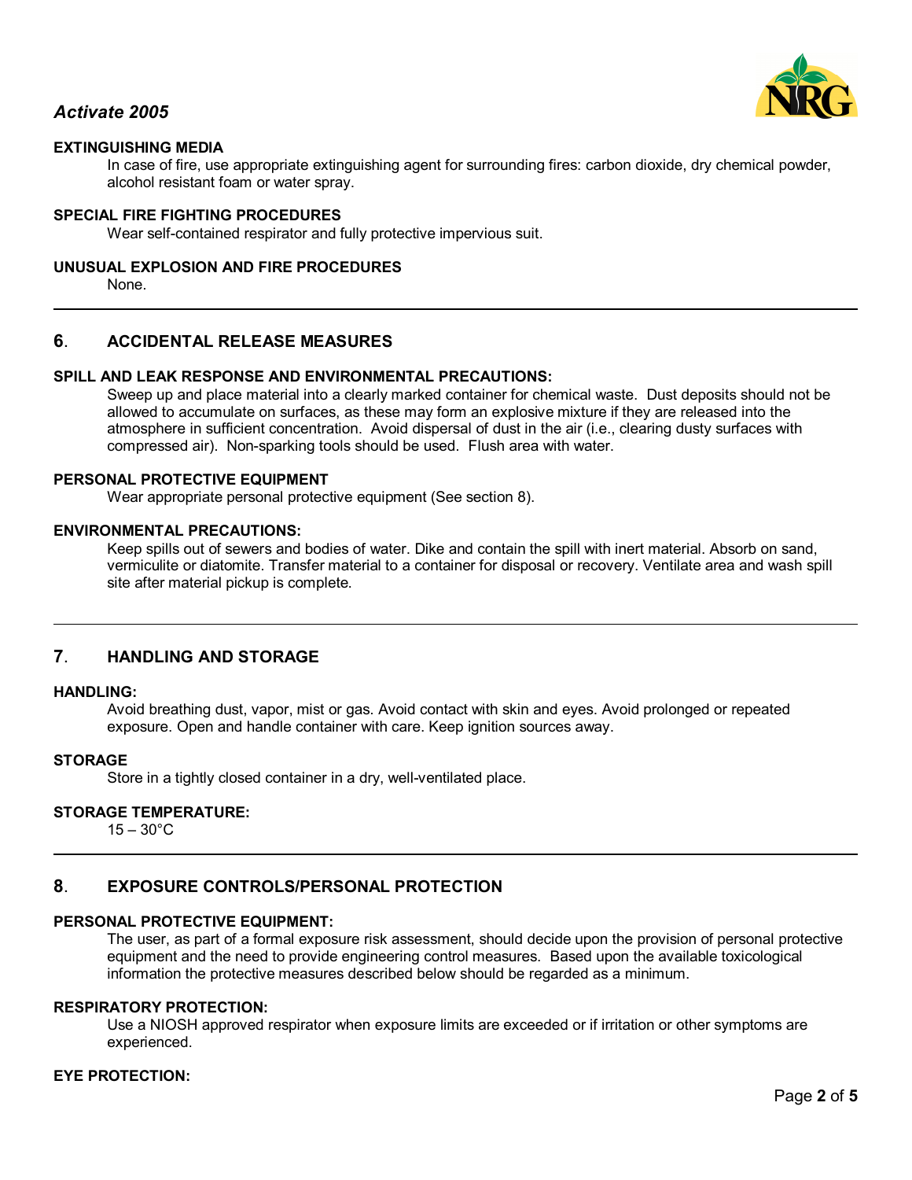**EXTINGUISHING MEDIA**

In case of fire, use appropriate extinguishing agent for surrounding fires: carbon dioxide, dry chemical powder, alcohol resistant foam or water spray.

**SPECIAL FIRE FIGHTING PROCEDURES**

Wear self-contained respirator and fully protective impervious suit.

**UNUSUAL EXPLOSION AND FIRE PROCEDURES**

None.

## 6. ACCIDENTAL RELEASE MEASURES

**SPILL AND LEAK RESPONSE AND ENVIRONMENTAL PRECAUTIONS:**

Sweep up and place material into a clearly marked container for chemical waste. Dust deposits should not be allowed to accumulate on surfaces, as these may form an explosive mixture if they are released into the atmosphere in sufficient concentration. Avoid dispersal of dust in the air (i.e., clearing dusty surfaces with compressed air). Non-sparking tools should be used. Flush area with water.

**PERSONAL PROTECTIVE EQUIPMENT**

Wear appropriate personal protective equipment (See section 8).

**ENVIRONMENTAL PRECAUTIONS:**

Keep spills out of sewers and bodies of water. Dike and contain the spill with inert material. Absorb on sand, vermiculite or diatomite. Transfer material to a container for disposal or recovery. Ventilate area and wash spill site after material pickup is complete.

## 7. HANDLING AND STORAGE

**HANDLING:**

Avoid breathing dust, vapor, mist or gas. Avoid contact with skin and eyes. Avoid prolonged or repeated exposure. Open and handle container with care. Keep ignition sources away.

**STORAGE**

Store in a tightly closed container in a dry, well-ventilated place.

**STORAGE TEMPERATURE:**

15 – 30°C

## 8. EXPOSURE CONTROLS/PERSONAL PROTECTION

**PERSONAL PROTECTIVE EQUIPMENT:**

The user, as part of a formal exposure risk assessment, should decide upon the provision of personal protective equipment and the need to provide engineering control measures. Based upon the available toxicological information the protective measures described below should be regarded as a minimum.

**RESPIRATORY PROTECTION:**

Use a NIOSH approved respirator when exposure limits are exceeded or if irritation or other symptoms are experienced.

**EYE PROTECTION:**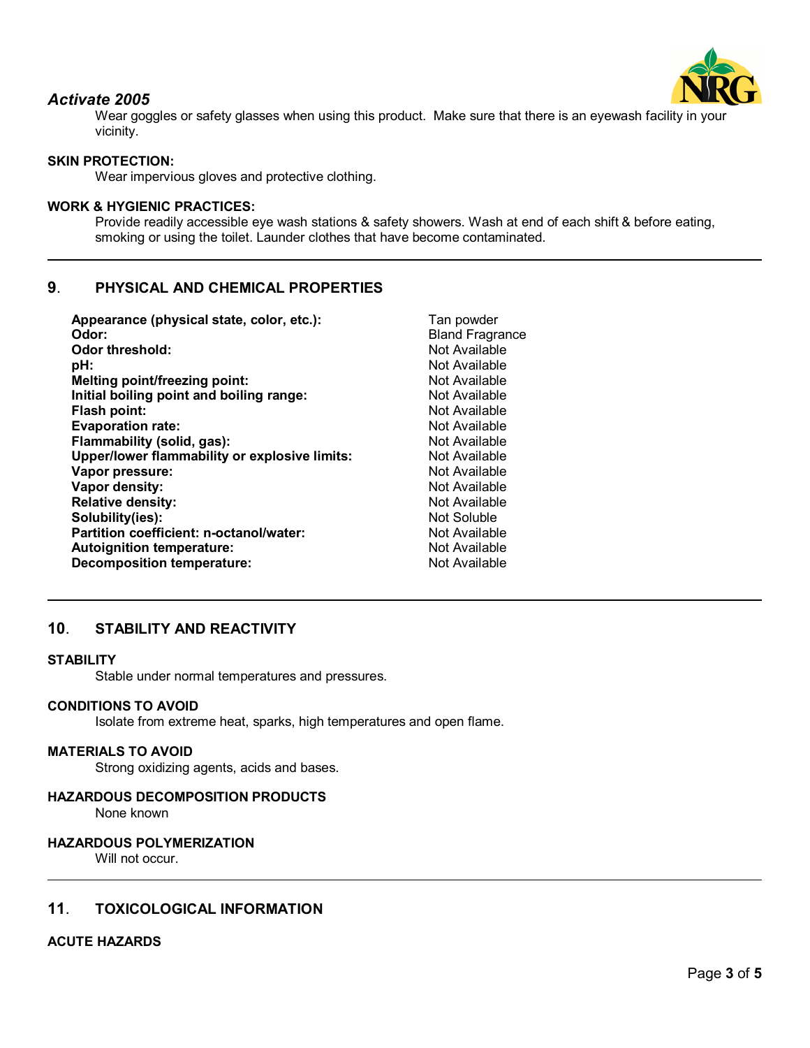Wear goggles or safety glasses when using this product. Make sure that there is an eyewash facility in your vicinity.

**SKIN PROTECTION:**

Wear impervious gloves and protective clothing.

**WORK & HYGIENIC PRACTICES:**

Provide readily accessible eye wash stations & safety showers. Wash at end of each shift & before eating, smoking or using the toilet. Launder clothes that have become contaminated.

## 9. PHYSICAL AND CHEMICAL PROPERTIES

| | |
|---|---|
| **Appearance (physical state, color, etc.):** | Tan powder |
| **Odor:** | Bland Fragrance |
| **Odor threshold:** | Not Available |
| **pH:** | Not Available |
| **Melting point/freezing point:** | Not Available |
| **Initial boiling point and boiling range:** | Not Available |
| **Flash point:** | Not Available |
| **Evaporation rate:** | Not Available |
| **Flammability (solid, gas):** | Not Available |
| **Upper/lower flammability or explosive limits:** | Not Available |
| **Vapor pressure:** | Not Available |
| **Vapor density:** | Not Available |
| **Relative density:** | Not Available |
| **Solubility(ies):** | Not Soluble |
| **Partition coefficient: n-octanol/water:** | Not Available |
| **Autoignition temperature:** | Not Available |
| **Decomposition temperature:** | Not Available |

## 10. STABILITY AND REACTIVITY

**STABILITY**

Stable under normal temperatures and pressures.

**CONDITIONS TO AVOID**

Isolate from extreme heat, sparks, high temperatures and open flame.

**MATERIALS TO AVOID**

Strong oxidizing agents, acids and bases.

**HAZARDOUS DECOMPOSITION PRODUCTS**

None known

**HAZARDOUS POLYMERIZATION**

Will not occur.

## 11. TOXICOLOGICAL INFORMATION

**ACUTE HAZARDS**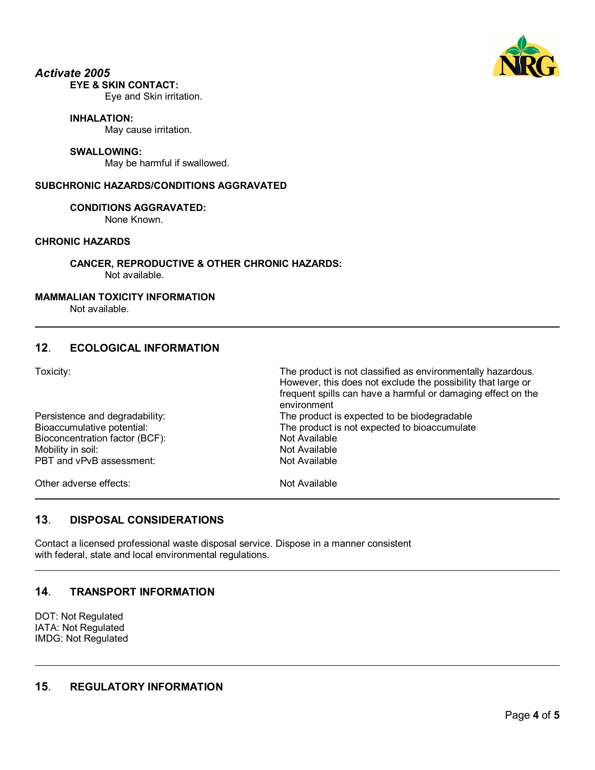*Activate 2005*

**EYE & SKIN CONTACT:**
Eye and Skin irritation.

**INHALATION:**
May cause irritation.

**SWALLOWING:**
May be harmful if swallowed.

**SUBCHRONIC HAZARDS/CONDITIONS AGGRAVATED**

**CONDITIONS AGGRAVATED:**
None Known.

**CHRONIC HAZARDS**

**CANCER, REPRODUCTIVE & OTHER CHRONIC HAZARDS:**
Not available.

**MAMMALIAN TOXICITY INFORMATION**
Not available.

## 12. ECOLOGICAL INFORMATION

| | |
|---|---|
| Toxicity: | The product is not classified as environmentally hazardous. However, this does not exclude the possibility that large or frequent spills can have a harmful or damaging effect on the environment |
| Persistence and degradability: | The product is expected to be biodegradable |
| Bioaccumulative potential: | The product is not expected to bioaccumulate |
| Bioconcentration factor (BCF): | Not Available |
| Mobility in soil: | Not Available |
| PBT and vPvB assessment: | Not Available |
| Other adverse effects: | Not Available |

## 13. DISPOSAL CONSIDERATIONS

Contact a licensed professional waste disposal service. Dispose in a manner consistent with federal, state and local environmental regulations.

## 14. TRANSPORT INFORMATION

DOT: Not Regulated
IATA: Not Regulated
IMDG: Not Regulated

## 15. REGULATORY INFORMATION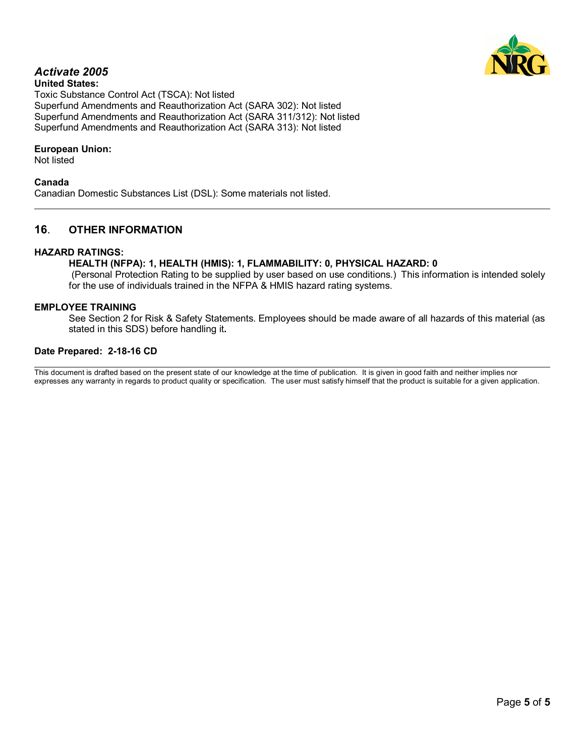*Activate 2005*

**United States:**

Toxic Substance Control Act (TSCA): Not listed
Superfund Amendments and Reauthorization Act (SARA 302): Not listed
Superfund Amendments and Reauthorization Act (SARA 311/312): Not listed
Superfund Amendments and Reauthorization Act (SARA 313): Not listed

**European Union:**

Not listed

**Canada**

Canadian Domestic Substances List (DSL): Some materials not listed.

---

## 16. OTHER INFORMATION

**HAZARD RATINGS:**

**HEALTH (NFPA): 1, HEALTH (HMIS): 1, FLAMMABILITY: 0, PHYSICAL HAZARD: 0**

(Personal Protection Rating to be supplied by user based on use conditions.) This information is intended solely for the use of individuals trained in the NFPA & HMIS hazard rating systems.

**EMPLOYEE TRAINING**

See Section 2 for Risk & Safety Statements. Employees should be made aware of all hazards of this material (as stated in this SDS) before handling it**.**

**Date Prepared: 2-18-16 CD**

---

This document is drafted based on the present state of our knowledge at the time of publication. It is given in good faith and neither implies nor expresses any warranty in regards to product quality or specification. The user must satisfy himself that the product is suitable for a given application.